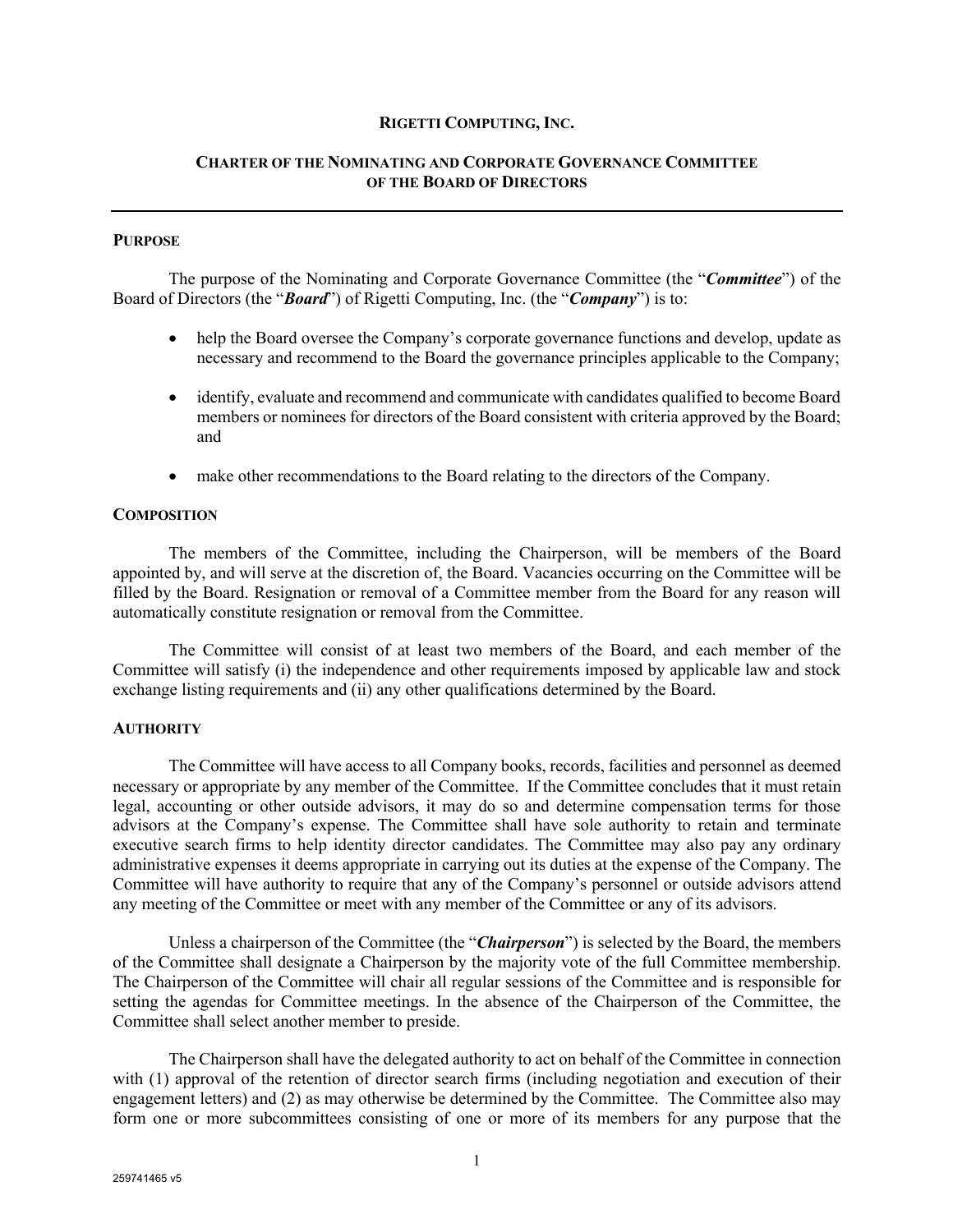**RIGETTI COMPUTING, INC.**

**CHARTER OF THE NOMINATING AND CORPORATE GOVERNANCE COMMITTEE OF THE BOARD OF DIRECTORS**

---

## PURPOSE

The purpose of the Nominating and Corporate Governance Committee (the "***Committee***") of the Board of Directors (the "***Board***") of Rigetti Computing, Inc. (the "***Company***") is to:

- help the Board oversee the Company's corporate governance functions and develop, update as necessary and recommend to the Board the governance principles applicable to the Company;
- identify, evaluate and recommend and communicate with candidates qualified to become Board members or nominees for directors of the Board consistent with criteria approved by the Board; and
- make other recommendations to the Board relating to the directors of the Company.

## COMPOSITION

The members of the Committee, including the Chairperson, will be members of the Board appointed by, and will serve at the discretion of, the Board. Vacancies occurring on the Committee will be filled by the Board. Resignation or removal of a Committee member from the Board for any reason will automatically constitute resignation or removal from the Committee.

The Committee will consist of at least two members of the Board, and each member of the Committee will satisfy (i) the independence and other requirements imposed by applicable law and stock exchange listing requirements and (ii) any other qualifications determined by the Board.

## AUTHORITY

The Committee will have access to all Company books, records, facilities and personnel as deemed necessary or appropriate by any member of the Committee. If the Committee concludes that it must retain legal, accounting or other outside advisors, it may do so and determine compensation terms for those advisors at the Company's expense. The Committee shall have sole authority to retain and terminate executive search firms to help identity director candidates. The Committee may also pay any ordinary administrative expenses it deems appropriate in carrying out its duties at the expense of the Company. The Committee will have authority to require that any of the Company's personnel or outside advisors attend any meeting of the Committee or meet with any member of the Committee or any of its advisors.

Unless a chairperson of the Committee (the "***Chairperson***") is selected by the Board, the members of the Committee shall designate a Chairperson by the majority vote of the full Committee membership. The Chairperson of the Committee will chair all regular sessions of the Committee and is responsible for setting the agendas for Committee meetings. In the absence of the Chairperson of the Committee, the Committee shall select another member to preside.

The Chairperson shall have the delegated authority to act on behalf of the Committee in connection with (1) approval of the retention of director search firms (including negotiation and execution of their engagement letters) and (2) as may otherwise be determined by the Committee. The Committee also may form one or more subcommittees consisting of one or more of its members for any purpose that the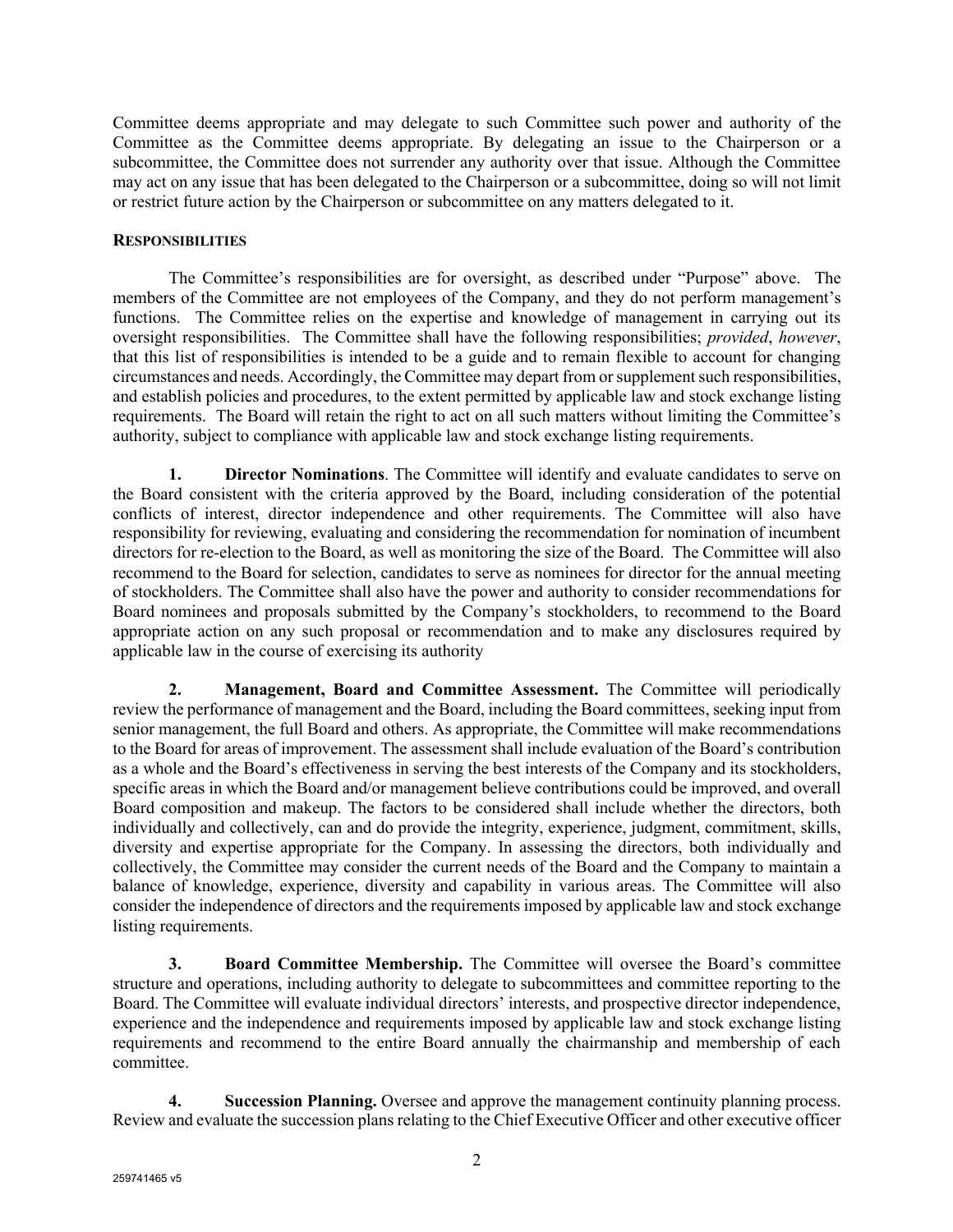Committee deems appropriate and may delegate to such Committee such power and authority of the Committee as the Committee deems appropriate. By delegating an issue to the Chairperson or a subcommittee, the Committee does not surrender any authority over that issue. Although the Committee may act on any issue that has been delegated to the Chairperson or a subcommittee, doing so will not limit or restrict future action by the Chairperson or subcommittee on any matters delegated to it.

**RESPONSIBILITIES**

The Committee's responsibilities are for oversight, as described under "Purpose" above. The members of the Committee are not employees of the Company, and they do not perform management's functions. The Committee relies on the expertise and knowledge of management in carrying out its oversight responsibilities. The Committee shall have the following responsibilities; *provided*, *however*, that this list of responsibilities is intended to be a guide and to remain flexible to account for changing circumstances and needs. Accordingly, the Committee may depart from or supplement such responsibilities, and establish policies and procedures, to the extent permitted by applicable law and stock exchange listing requirements. The Board will retain the right to act on all such matters without limiting the Committee's authority, subject to compliance with applicable law and stock exchange listing requirements.

**1. Director Nominations**. The Committee will identify and evaluate candidates to serve on the Board consistent with the criteria approved by the Board, including consideration of the potential conflicts of interest, director independence and other requirements. The Committee will also have responsibility for reviewing, evaluating and considering the recommendation for nomination of incumbent directors for re-election to the Board, as well as monitoring the size of the Board. The Committee will also recommend to the Board for selection, candidates to serve as nominees for director for the annual meeting of stockholders. The Committee shall also have the power and authority to consider recommendations for Board nominees and proposals submitted by the Company's stockholders, to recommend to the Board appropriate action on any such proposal or recommendation and to make any disclosures required by applicable law in the course of exercising its authority

**2. Management, Board and Committee Assessment.** The Committee will periodically review the performance of management and the Board, including the Board committees, seeking input from senior management, the full Board and others. As appropriate, the Committee will make recommendations to the Board for areas of improvement. The assessment shall include evaluation of the Board's contribution as a whole and the Board's effectiveness in serving the best interests of the Company and its stockholders, specific areas in which the Board and/or management believe contributions could be improved, and overall Board composition and makeup. The factors to be considered shall include whether the directors, both individually and collectively, can and do provide the integrity, experience, judgment, commitment, skills, diversity and expertise appropriate for the Company. In assessing the directors, both individually and collectively, the Committee may consider the current needs of the Board and the Company to maintain a balance of knowledge, experience, diversity and capability in various areas. The Committee will also consider the independence of directors and the requirements imposed by applicable law and stock exchange listing requirements.

**3. Board Committee Membership.** The Committee will oversee the Board's committee structure and operations, including authority to delegate to subcommittees and committee reporting to the Board. The Committee will evaluate individual directors' interests, and prospective director independence, experience and the independence and requirements imposed by applicable law and stock exchange listing requirements and recommend to the entire Board annually the chairmanship and membership of each committee.

**4. Succession Planning.** Oversee and approve the management continuity planning process. Review and evaluate the succession plans relating to the Chief Executive Officer and other executive officer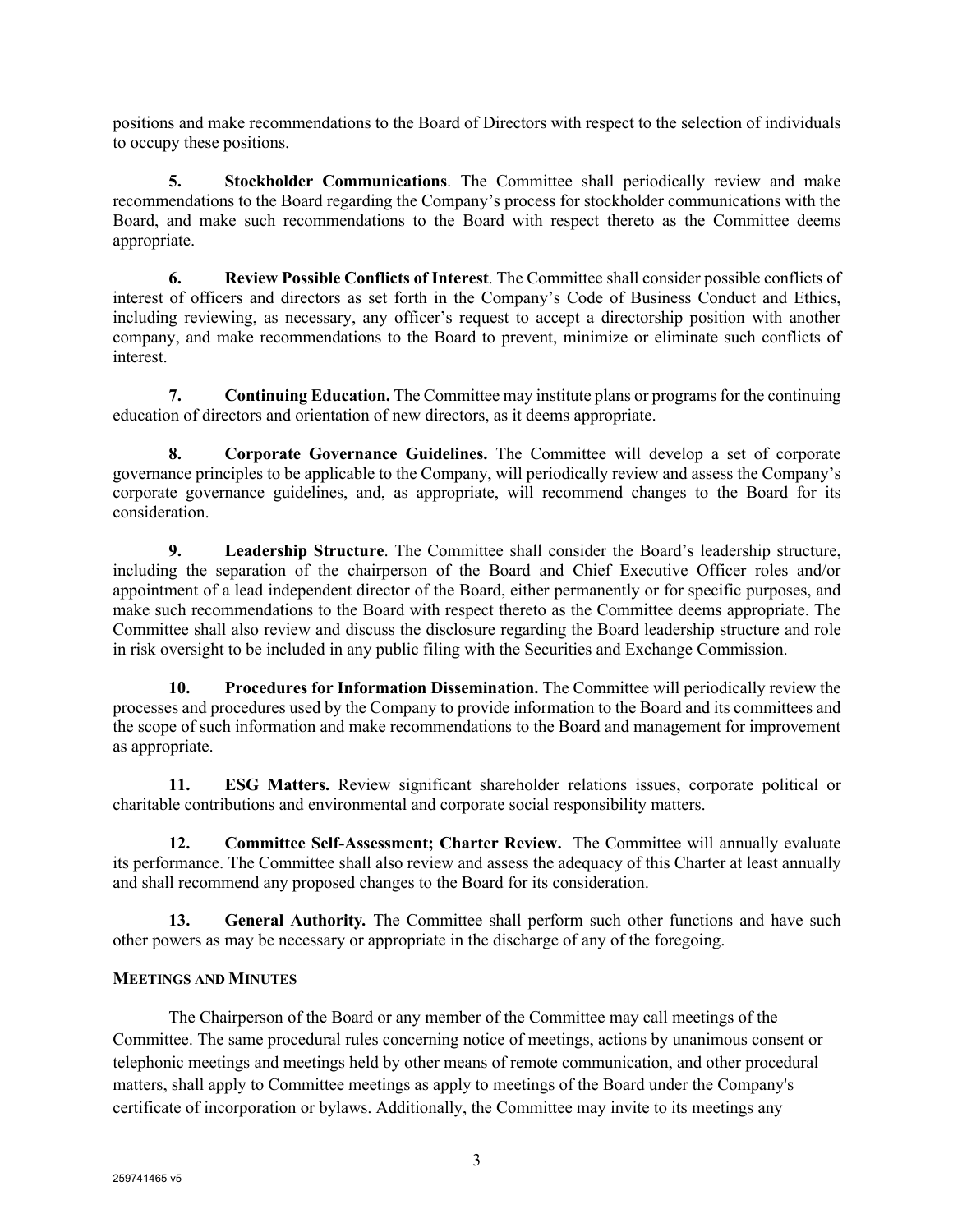positions and make recommendations to the Board of Directors with respect to the selection of individuals to occupy these positions.

**5. Stockholder Communications**. The Committee shall periodically review and make recommendations to the Board regarding the Company's process for stockholder communications with the Board, and make such recommendations to the Board with respect thereto as the Committee deems appropriate.

**6. Review Possible Conflicts of Interest**. The Committee shall consider possible conflicts of interest of officers and directors as set forth in the Company's Code of Business Conduct and Ethics, including reviewing, as necessary, any officer's request to accept a directorship position with another company, and make recommendations to the Board to prevent, minimize or eliminate such conflicts of interest.

**7. Continuing Education.** The Committee may institute plans or programs for the continuing education of directors and orientation of new directors, as it deems appropriate.

**8. Corporate Governance Guidelines.** The Committee will develop a set of corporate governance principles to be applicable to the Company, will periodically review and assess the Company's corporate governance guidelines, and, as appropriate, will recommend changes to the Board for its consideration.

**9. Leadership Structure**. The Committee shall consider the Board's leadership structure, including the separation of the chairperson of the Board and Chief Executive Officer roles and/or appointment of a lead independent director of the Board, either permanently or for specific purposes, and make such recommendations to the Board with respect thereto as the Committee deems appropriate. The Committee shall also review and discuss the disclosure regarding the Board leadership structure and role in risk oversight to be included in any public filing with the Securities and Exchange Commission.

**10. Procedures for Information Dissemination.** The Committee will periodically review the processes and procedures used by the Company to provide information to the Board and its committees and the scope of such information and make recommendations to the Board and management for improvement as appropriate.

**11. ESG Matters.** Review significant shareholder relations issues, corporate political or charitable contributions and environmental and corporate social responsibility matters.

**12. Committee Self-Assessment; Charter Review.** The Committee will annually evaluate its performance. The Committee shall also review and assess the adequacy of this Charter at least annually and shall recommend any proposed changes to the Board for its consideration.

**13. General Authority.** The Committee shall perform such other functions and have such other powers as may be necessary or appropriate in the discharge of any of the foregoing.

**MEETINGS AND MINUTES**

The Chairperson of the Board or any member of the Committee may call meetings of the Committee. The same procedural rules concerning notice of meetings, actions by unanimous consent or telephonic meetings and meetings held by other means of remote communication, and other procedural matters, shall apply to Committee meetings as apply to meetings of the Board under the Company's certificate of incorporation or bylaws. Additionally, the Committee may invite to its meetings any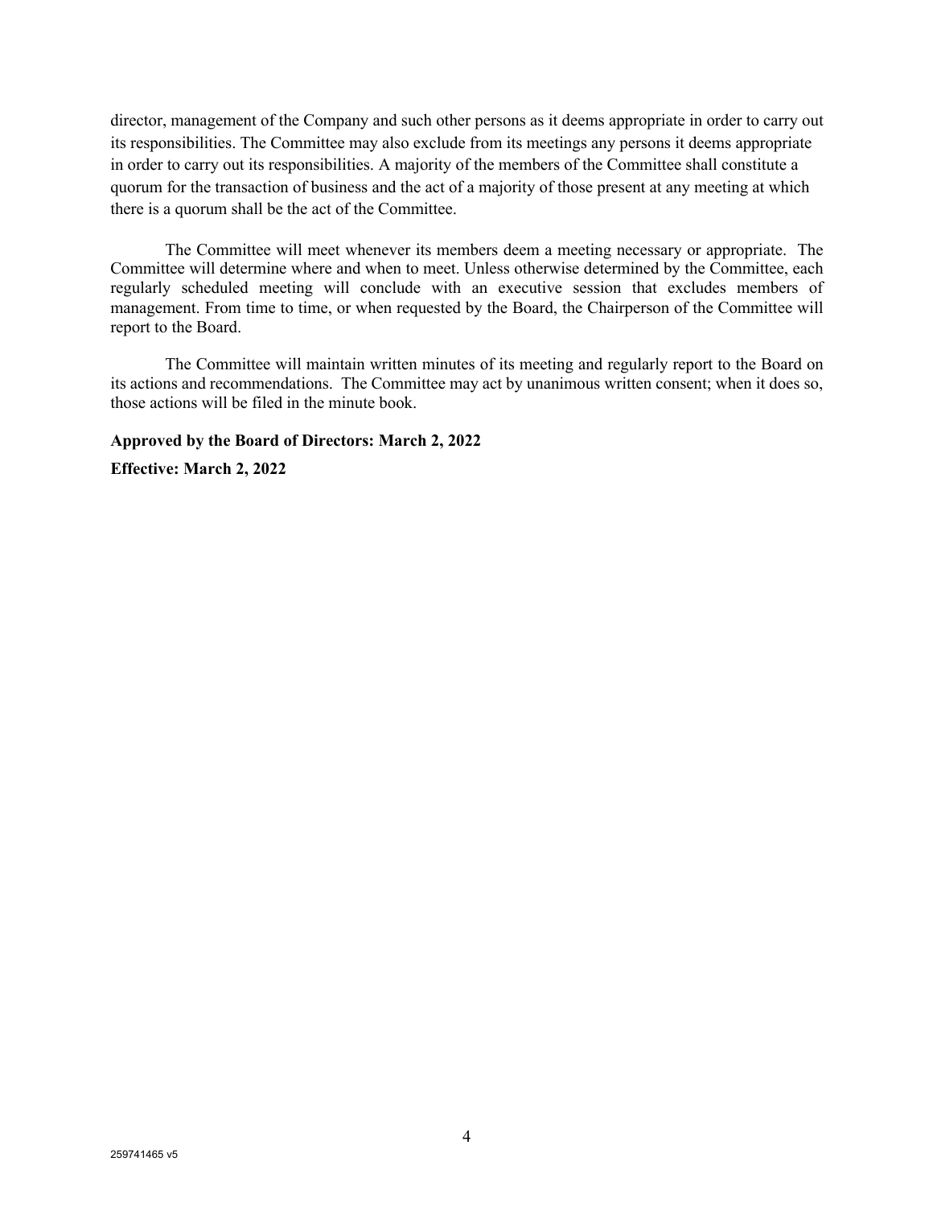director, management of the Company and such other persons as it deems appropriate in order to carry out its responsibilities. The Committee may also exclude from its meetings any persons it deems appropriate in order to carry out its responsibilities. A majority of the members of the Committee shall constitute a quorum for the transaction of business and the act of a majority of those present at any meeting at which there is a quorum shall be the act of the Committee.

The Committee will meet whenever its members deem a meeting necessary or appropriate. The Committee will determine where and when to meet. Unless otherwise determined by the Committee, each regularly scheduled meeting will conclude with an executive session that excludes members of management. From time to time, or when requested by the Board, the Chairperson of the Committee will report to the Board.

The Committee will maintain written minutes of its meeting and regularly report to the Board on its actions and recommendations. The Committee may act by unanimous written consent; when it does so, those actions will be filed in the minute book.

**Approved by the Board of Directors: March 2, 2022**

**Effective: March 2, 2022**

259741465 v5